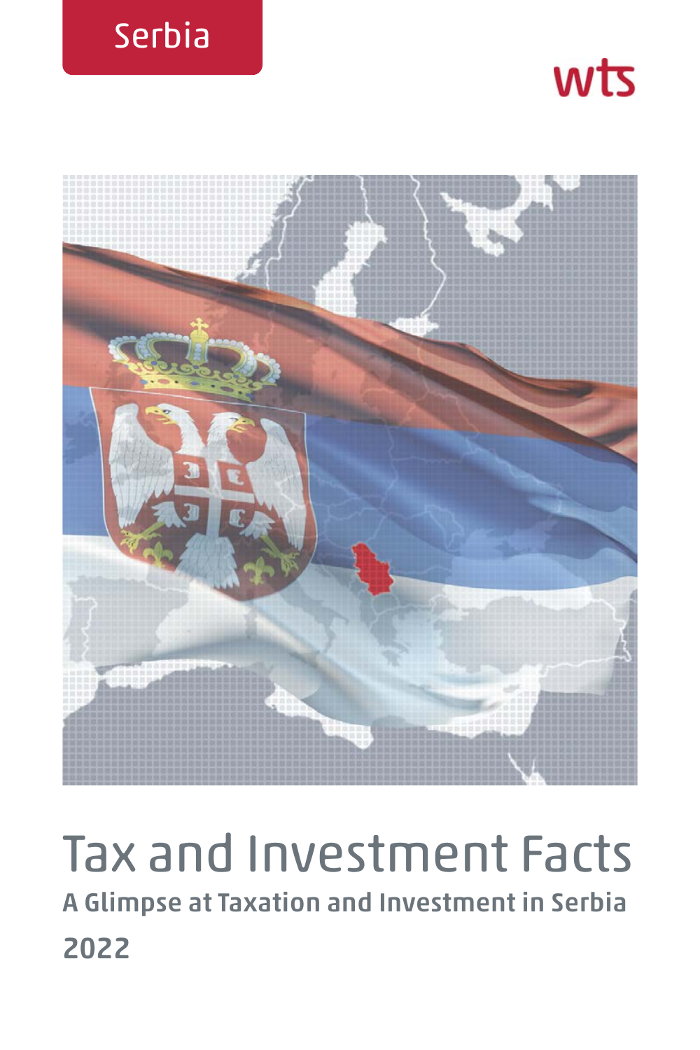Serbia

wts

# Tax and Investment Facts

## A Glimpse at Taxation and Investment in Serbia

## 2022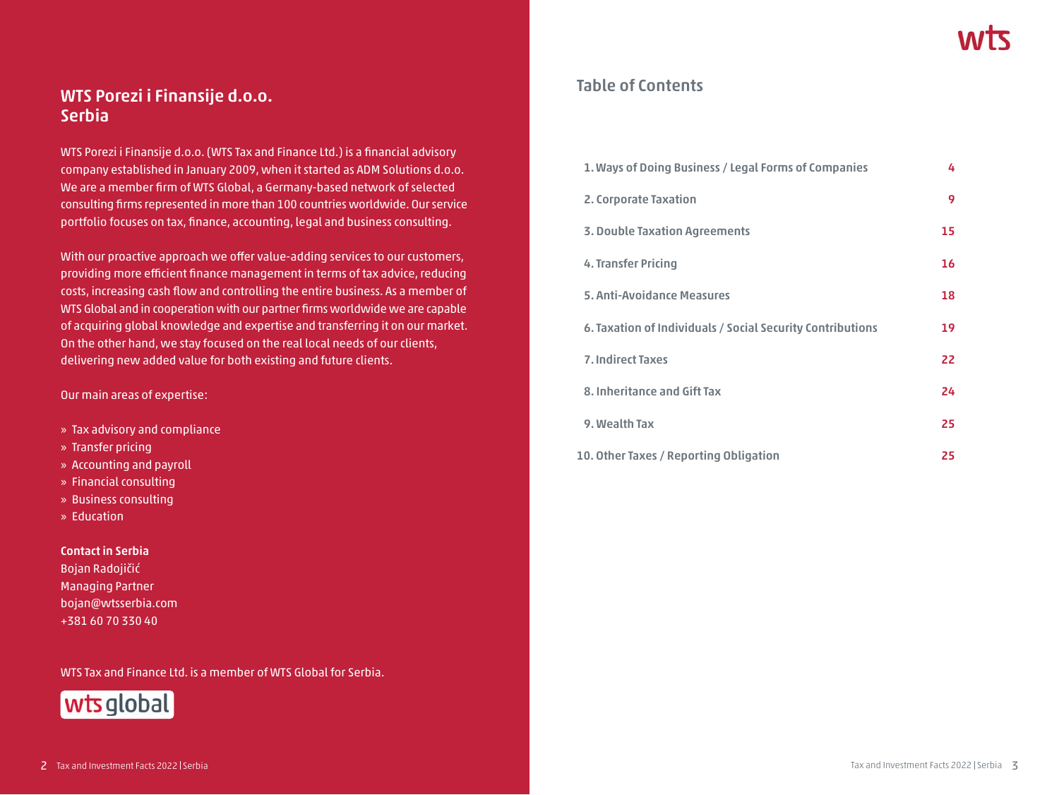## WTS Porezi i Finansije d.o.o. Serbia

WTS Porezi i Finansije d.o.o. (WTS Tax and Finance Ltd.) is a financial advisory company established in January 2009, when it started as ADM Solutions d.o.o. We are a member firm of WTS Global, a Germany-based network of selected consulting firms represented in more than 100 countries worldwide. Our service portfolio focuses on tax, finance, accounting, legal and business consulting.

With our proactive approach we offer value-adding services to our customers, providing more efficient finance management in terms of tax advice, reducing costs, increasing cash flow and controlling the entire business. As a member of WTS Global and in cooperation with our partner firms worldwide we are capable of acquiring global knowledge and expertise and transferring it on our market. On the other hand, we stay focused on the real local needs of our clients, delivering new added value for both existing and future clients.

Our main areas of expertise:

- Tax advisory and compliance
- Transfer pricing
- Accounting and payroll
- Financial consulting
- Business consulting
- Education

**Contact in Serbia**
Bojan Radojičić
Managing Partner
bojan@wtsserbia.com
+381 60 70 330 40

WTS Tax and Finance Ltd. is a member of WTS Global for Serbia.

## Table of Contents

| | |
|---|---|
| 1. Ways of Doing Business / Legal Forms of Companies | 4 |
| 2. Corporate Taxation | 9 |
| 3. Double Taxation Agreements | 15 |
| 4. Transfer Pricing | 16 |
| 5. Anti-Avoidance Measures | 18 |
| 6. Taxation of Individuals / Social Security Contributions | 19 |
| 7. Indirect Taxes | 22 |
| 8. Inheritance and Gift Tax | 24 |
| 9. Wealth Tax | 25 |
| 10. Other Taxes / Reporting Obligation | 25 |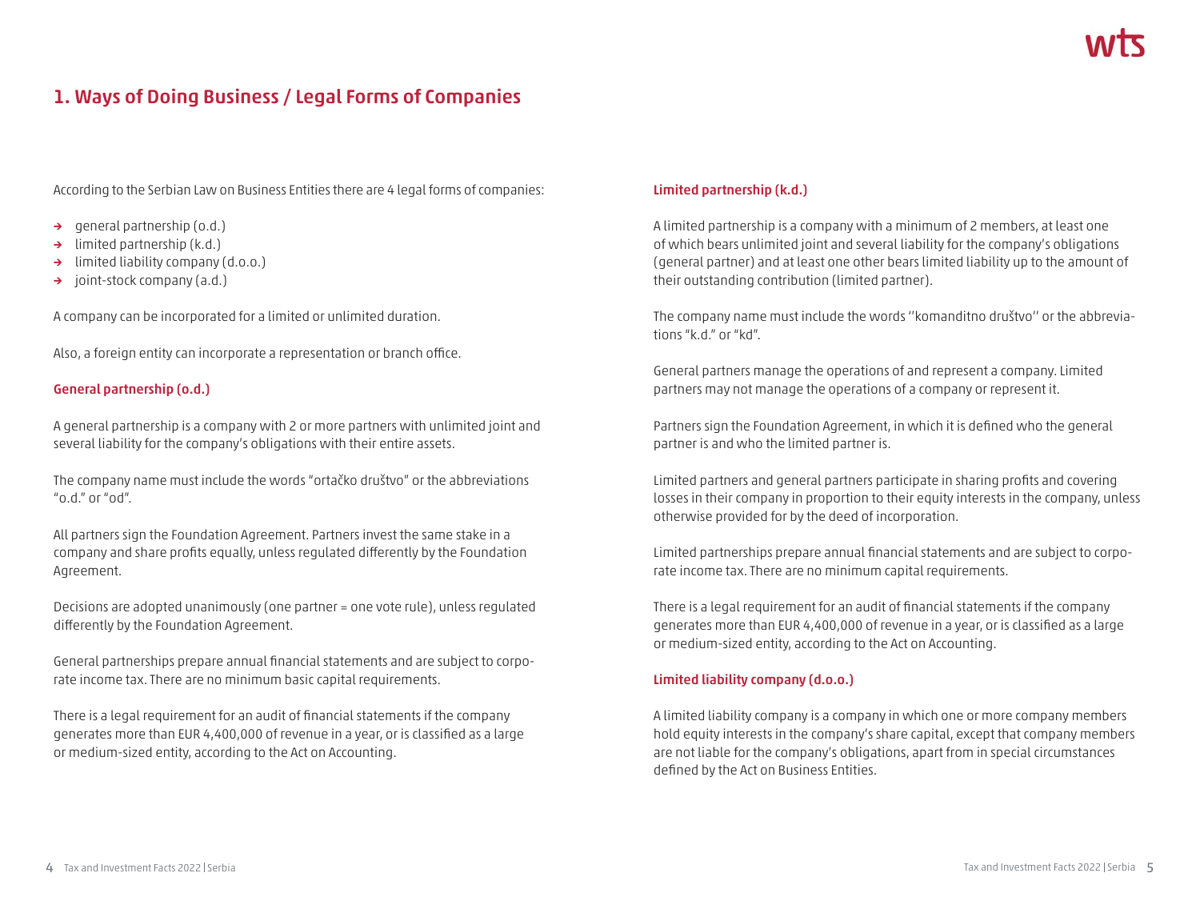# 1. Ways of Doing Business / Legal Forms of Companies

According to the Serbian Law on Business Entities there are 4 legal forms of companies:

- general partnership (o.d.)
- limited partnership (k.d.)
- limited liability company (d.o.o.)
- joint-stock company (a.d.)

A company can be incorporated for a limited or unlimited duration.

Also, a foreign entity can incorporate a representation or branch office.

### General partnership (o.d.)

A general partnership is a company with 2 or more partners with unlimited joint and several liability for the company's obligations with their entire assets.

The company name must include the words "ortačko društvo" or the abbreviations "o.d." or "od".

All partners sign the Foundation Agreement. Partners invest the same stake in a company and share profits equally, unless regulated differently by the Foundation Agreement.

Decisions are adopted unanimously (one partner = one vote rule), unless regulated differently by the Foundation Agreement.

General partnerships prepare annual financial statements and are subject to corporate income tax. There are no minimum basic capital requirements.

There is a legal requirement for an audit of financial statements if the company generates more than EUR 4,400,000 of revenue in a year, or is classified as a large or medium-sized entity, according to the Act on Accounting.

### Limited partnership (k.d.)

A limited partnership is a company with a minimum of 2 members, at least one of which bears unlimited joint and several liability for the company's obligations (general partner) and at least one other bears limited liability up to the amount of their outstanding contribution (limited partner).

The company name must include the words ''komanditno društvo'' or the abbreviations "k.d." or "kd".

General partners manage the operations of and represent a company. Limited partners may not manage the operations of a company or represent it.

Partners sign the Foundation Agreement, in which it is defined who the general partner is and who the limited partner is.

Limited partners and general partners participate in sharing profits and covering losses in their company in proportion to their equity interests in the company, unless otherwise provided for by the deed of incorporation.

Limited partnerships prepare annual financial statements and are subject to corporate income tax. There are no minimum capital requirements.

There is a legal requirement for an audit of financial statements if the company generates more than EUR 4,400,000 of revenue in a year, or is classified as a large or medium-sized entity, according to the Act on Accounting.

### Limited liability company (d.o.o.)

A limited liability company is a company in which one or more company members hold equity interests in the company's share capital, except that company members are not liable for the company's obligations, apart from in special circumstances defined by the Act on Business Entities.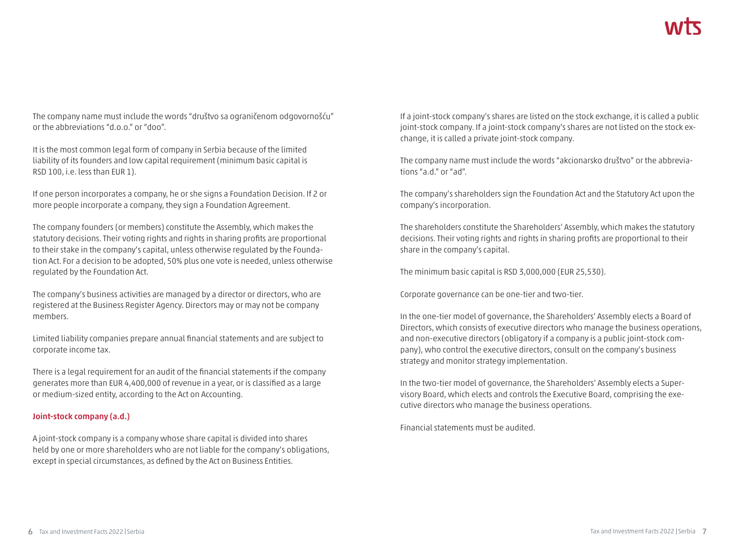The company name must include the words "društvo sa ograničenom odgovornošću" or the abbreviations "d.o.o." or "doo".

It is the most common legal form of company in Serbia because of the limited liability of its founders and low capital requirement (minimum basic capital is RSD 100, i.e. less than EUR 1).

If one person incorporates a company, he or she signs a Foundation Decision. If 2 or more people incorporate a company, they sign a Foundation Agreement.

The company founders (or members) constitute the Assembly, which makes the statutory decisions. Their voting rights and rights in sharing profits are proportional to their stake in the company's capital, unless otherwise regulated by the Foundation Act. For a decision to be adopted, 50% plus one vote is needed, unless otherwise regulated by the Foundation Act.

The company's business activities are managed by a director or directors, who are registered at the Business Register Agency. Directors may or may not be company members.

Limited liability companies prepare annual financial statements and are subject to corporate income tax.

There is a legal requirement for an audit of the financial statements if the company generates more than EUR 4,400,000 of revenue in a year, or is classified as a large or medium-sized entity, according to the Act on Accounting.

### Joint-stock company (a.d.)

A joint-stock company is a company whose share capital is divided into shares held by one or more shareholders who are not liable for the company's obligations, except in special circumstances, as defined by the Act on Business Entities.

If a joint-stock company's shares are listed on the stock exchange, it is called a public joint-stock company. If a joint-stock company's shares are not listed on the stock exchange, it is called a private joint-stock company.

The company name must include the words "akcionarsko društvo" or the abbreviations "a.d." or "ad".

The company's shareholders sign the Foundation Act and the Statutory Act upon the company's incorporation.

The shareholders constitute the Shareholders' Assembly, which makes the statutory decisions. Their voting rights and rights in sharing profits are proportional to their share in the company's capital.

The minimum basic capital is RSD 3,000,000 (EUR 25,530).

Corporate governance can be one-tier and two-tier.

In the one-tier model of governance, the Shareholders' Assembly elects a Board of Directors, which consists of executive directors who manage the business operations, and non-executive directors (obligatory if a company is a public joint-stock company), who control the executive directors, consult on the company's business strategy and monitor strategy implementation.

In the two-tier model of governance, the Shareholders' Assembly elects a Supervisory Board, which elects and controls the Executive Board, comprising the executive directors who manage the business operations.

Financial statements must be audited.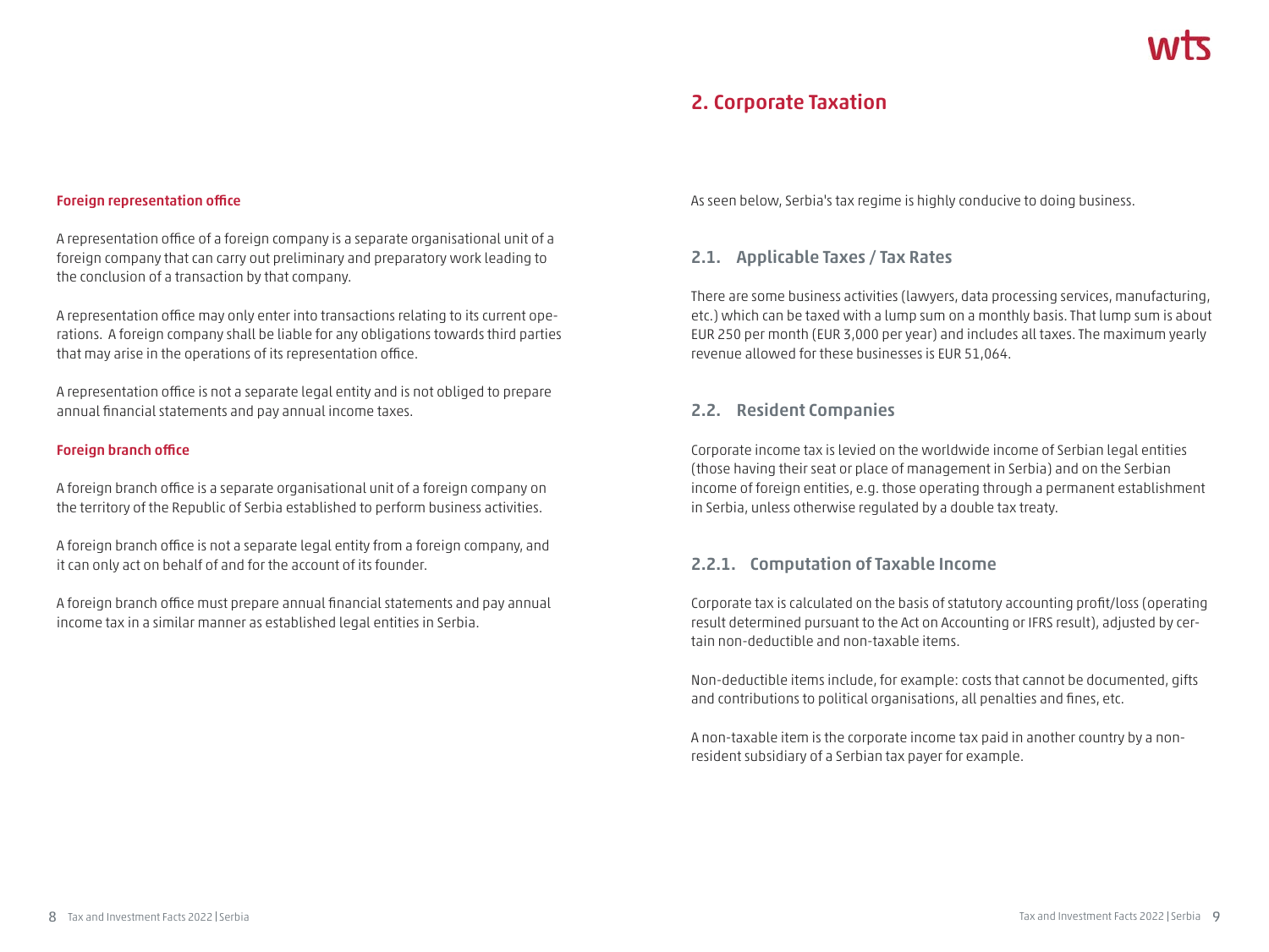#### Foreign representation office

A representation office of a foreign company is a separate organisational unit of a foreign company that can carry out preliminary and preparatory work leading to the conclusion of a transaction by that company.

A representation office may only enter into transactions relating to its current operations. A foreign company shall be liable for any obligations towards third parties that may arise in the operations of its representation office.

A representation office is not a separate legal entity and is not obliged to prepare annual financial statements and pay annual income taxes.

#### Foreign branch office

A foreign branch office is a separate organisational unit of a foreign company on the territory of the Republic of Serbia established to perform business activities.

A foreign branch office is not a separate legal entity from a foreign company, and it can only act on behalf of and for the account of its founder.

A foreign branch office must prepare annual financial statements and pay annual income tax in a similar manner as established legal entities in Serbia.

## 2. Corporate Taxation

As seen below, Serbia's tax regime is highly conducive to doing business.

### 2.1. Applicable Taxes / Tax Rates

There are some business activities (lawyers, data processing services, manufacturing, etc.) which can be taxed with a lump sum on a monthly basis. That lump sum is about EUR 250 per month (EUR 3,000 per year) and includes all taxes. The maximum yearly revenue allowed for these businesses is EUR 51,064.

### 2.2. Resident Companies

Corporate income tax is levied on the worldwide income of Serbian legal entities (those having their seat or place of management in Serbia) and on the Serbian income of foreign entities, e.g. those operating through a permanent establishment in Serbia, unless otherwise regulated by a double tax treaty.

### 2.2.1. Computation of Taxable Income

Corporate tax is calculated on the basis of statutory accounting profit/loss (operating result determined pursuant to the Act on Accounting or IFRS result), adjusted by certain non-deductible and non-taxable items.

Non-deductible items include, for example: costs that cannot be documented, gifts and contributions to political organisations, all penalties and fines, etc.

A non-taxable item is the corporate income tax paid in another country by a non-resident subsidiary of a Serbian tax payer for example.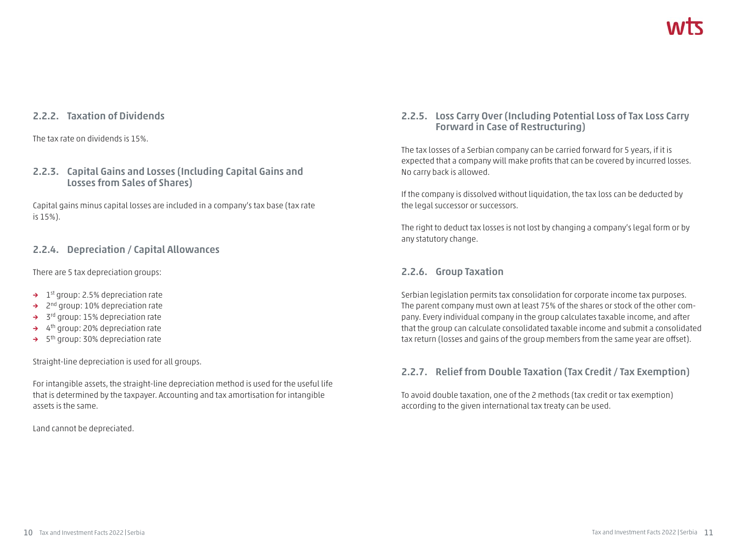### 2.2.2. Taxation of Dividends

The tax rate on dividends is 15%.

### 2.2.3. Capital Gains and Losses (Including Capital Gains and Losses from Sales of Shares)

Capital gains minus capital losses are included in a company's tax base (tax rate is 15%).

### 2.2.4. Depreciation / Capital Allowances

There are 5 tax depreciation groups:

- 1st group: 2.5% depreciation rate
- 2nd group: 10% depreciation rate
- 3rd group: 15% depreciation rate
- 4th group: 20% depreciation rate
- 5th group: 30% depreciation rate

Straight-line depreciation is used for all groups.

For intangible assets, the straight-line depreciation method is used for the useful life that is determined by the taxpayer. Accounting and tax amortisation for intangible assets is the same.

Land cannot be depreciated.

### 2.2.5. Loss Carry Over (Including Potential Loss of Tax Loss Carry Forward in Case of Restructuring)

The tax losses of a Serbian company can be carried forward for 5 years, if it is expected that a company will make profits that can be covered by incurred losses. No carry back is allowed.

If the company is dissolved without liquidation, the tax loss can be deducted by the legal successor or successors.

The right to deduct tax losses is not lost by changing a company's legal form or by any statutory change.

### 2.2.6. Group Taxation

Serbian legislation permits tax consolidation for corporate income tax purposes. The parent company must own at least 75% of the shares or stock of the other company. Every individual company in the group calculates taxable income, and after that the group can calculate consolidated taxable income and submit a consolidated tax return (losses and gains of the group members from the same year are offset).

### 2.2.7. Relief from Double Taxation (Tax Credit / Tax Exemption)

To avoid double taxation, one of the 2 methods (tax credit or tax exemption) according to the given international tax treaty can be used.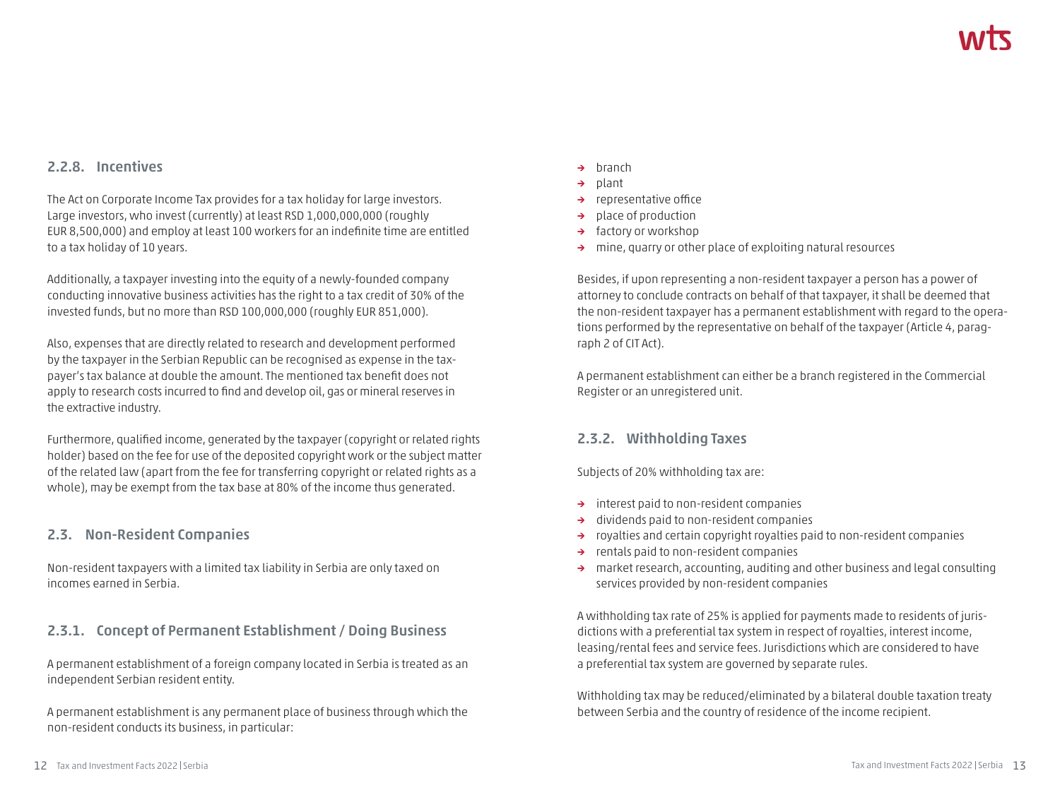### 2.2.8. Incentives

The Act on Corporate Income Tax provides for a tax holiday for large investors. Large investors, who invest (currently) at least RSD 1,000,000,000 (roughly EUR 8,500,000) and employ at least 100 workers for an indefinite time are entitled to a tax holiday of 10 years.

Additionally, a taxpayer investing into the equity of a newly-founded company conducting innovative business activities has the right to a tax credit of 30% of the invested funds, but no more than RSD 100,000,000 (roughly EUR 851,000).

Also, expenses that are directly related to research and development performed by the taxpayer in the Serbian Republic can be recognised as expense in the taxpayer's tax balance at double the amount. The mentioned tax benefit does not apply to research costs incurred to find and develop oil, gas or mineral reserves in the extractive industry.

Furthermore, qualified income, generated by the taxpayer (copyright or related rights holder) based on the fee for use of the deposited copyright work or the subject matter of the related law (apart from the fee for transferring copyright or related rights as a whole), may be exempt from the tax base at 80% of the income thus generated.

## 2.3. Non-Resident Companies

Non-resident taxpayers with a limited tax liability in Serbia are only taxed on incomes earned in Serbia.

### 2.3.1. Concept of Permanent Establishment / Doing Business

A permanent establishment of a foreign company located in Serbia is treated as an independent Serbian resident entity.

A permanent establishment is any permanent place of business through which the non-resident conducts its business, in particular:

- branch
- plant
- representative office
- place of production
- factory or workshop
- mine, quarry or other place of exploiting natural resources

Besides, if upon representing a non-resident taxpayer a person has a power of attorney to conclude contracts on behalf of that taxpayer, it shall be deemed that the non-resident taxpayer has a permanent establishment with regard to the operations performed by the representative on behalf of the taxpayer (Article 4, paragraph 2 of CIT Act).

A permanent establishment can either be a branch registered in the Commercial Register or an unregistered unit.

### 2.3.2. Withholding Taxes

Subjects of 20% withholding tax are:

- interest paid to non-resident companies
- dividends paid to non-resident companies
- royalties and certain copyright royalties paid to non-resident companies
- rentals paid to non-resident companies
- market research, accounting, auditing and other business and legal consulting services provided by non-resident companies

A withholding tax rate of 25% is applied for payments made to residents of jurisdictions with a preferential tax system in respect of royalties, interest income, leasing/rental fees and service fees. Jurisdictions which are considered to have a preferential tax system are governed by separate rules.

Withholding tax may be reduced/eliminated by a bilateral double taxation treaty between Serbia and the country of residence of the income recipient.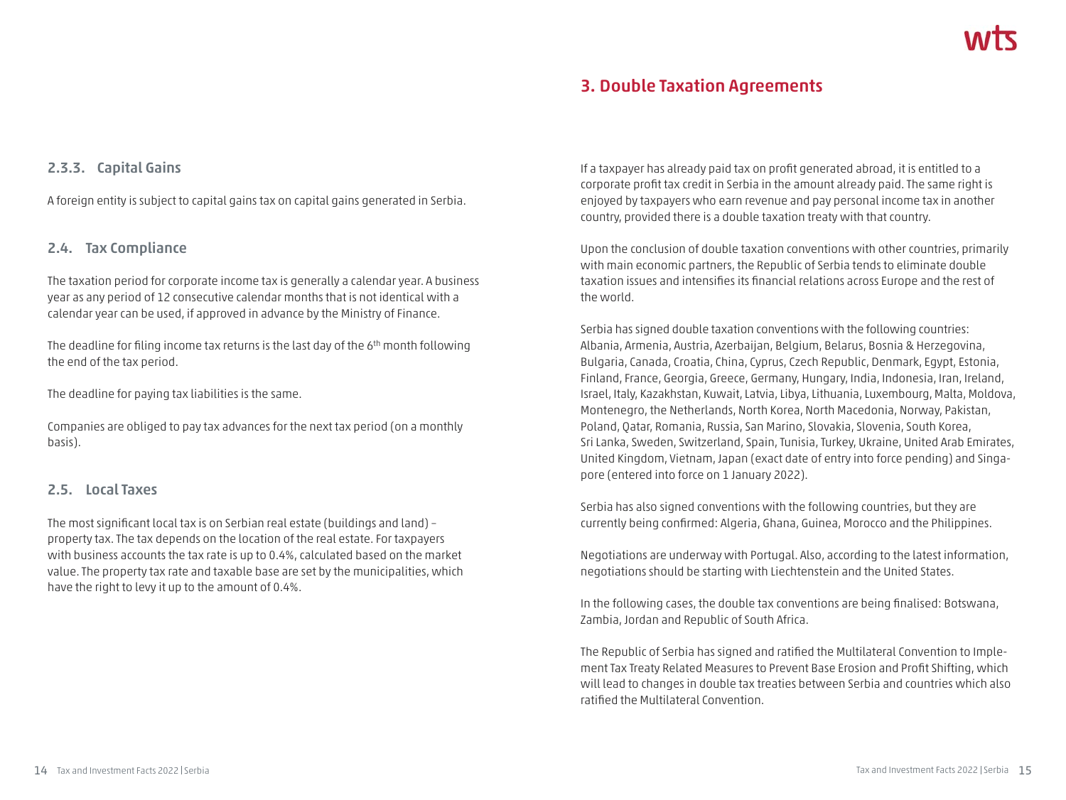### 2.3.3. Capital Gains

A foreign entity is subject to capital gains tax on capital gains generated in Serbia.

### 2.4. Tax Compliance

The taxation period for corporate income tax is generally a calendar year. A business year as any period of 12 consecutive calendar months that is not identical with a calendar year can be used, if approved in advance by the Ministry of Finance.

The deadline for filing income tax returns is the last day of the 6th month following the end of the tax period.

The deadline for paying tax liabilities is the same.

Companies are obliged to pay tax advances for the next tax period (on a monthly basis).

### 2.5. Local Taxes

The most significant local tax is on Serbian real estate (buildings and land) – property tax. The tax depends on the location of the real estate. For taxpayers with business accounts the tax rate is up to 0.4%, calculated based on the market value. The property tax rate and taxable base are set by the municipalities, which have the right to levy it up to the amount of 0.4%.

## 3. Double Taxation Agreements

If a taxpayer has already paid tax on profit generated abroad, it is entitled to a corporate profit tax credit in Serbia in the amount already paid. The same right is enjoyed by taxpayers who earn revenue and pay personal income tax in another country, provided there is a double taxation treaty with that country.

Upon the conclusion of double taxation conventions with other countries, primarily with main economic partners, the Republic of Serbia tends to eliminate double taxation issues and intensifies its financial relations across Europe and the rest of the world.

Serbia has signed double taxation conventions with the following countries: Albania, Armenia, Austria, Azerbaijan, Belgium, Belarus, Bosnia & Herzegovina, Bulgaria, Canada, Croatia, China, Cyprus, Czech Republic, Denmark, Egypt, Estonia, Finland, France, Georgia, Greece, Germany, Hungary, India, Indonesia, Iran, Ireland, Israel, Italy, Kazakhstan, Kuwait, Latvia, Libya, Lithuania, Luxembourg, Malta, Moldova, Montenegro, the Netherlands, North Korea, North Macedonia, Norway, Pakistan, Poland, Qatar, Romania, Russia, San Marino, Slovakia, Slovenia, South Korea, Sri Lanka, Sweden, Switzerland, Spain, Tunisia, Turkey, Ukraine, United Arab Emirates, United Kingdom, Vietnam, Japan (exact date of entry into force pending) and Singapore (entered into force on 1 January 2022).

Serbia has also signed conventions with the following countries, but they are currently being confirmed: Algeria, Ghana, Guinea, Morocco and the Philippines.

Negotiations are underway with Portugal. Also, according to the latest information, negotiations should be starting with Liechtenstein and the United States.

In the following cases, the double tax conventions are being finalised: Botswana, Zambia, Jordan and Republic of South Africa.

The Republic of Serbia has signed and ratified the Multilateral Convention to Implement Tax Treaty Related Measures to Prevent Base Erosion and Profit Shifting, which will lead to changes in double tax treaties between Serbia and countries which also ratified the Multilateral Convention.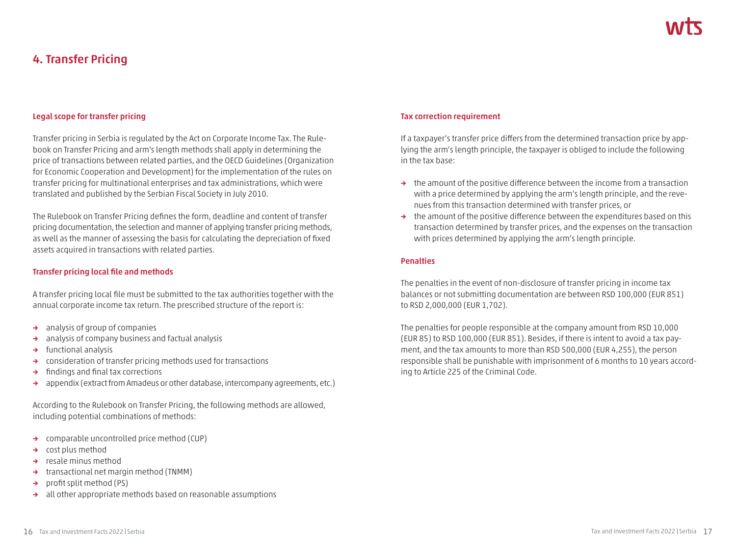## 4. Transfer Pricing

### Legal scope for transfer pricing

Transfer pricing in Serbia is regulated by the Act on Corporate Income Tax. The Rulebook on Transfer Pricing and arm's length methods shall apply in determining the price of transactions between related parties, and the OECD Guidelines (Organization for Economic Cooperation and Development) for the implementation of the rules on transfer pricing for multinational enterprises and tax administrations, which were translated and published by the Serbian Fiscal Society in July 2010.

The Rulebook on Transfer Pricing defines the form, deadline and content of transfer pricing documentation, the selection and manner of applying transfer pricing methods, as well as the manner of assessing the basis for calculating the depreciation of fixed assets acquired in transactions with related parties.

### Transfer pricing local file and methods

A transfer pricing local file must be submitted to the tax authorities together with the annual corporate income tax return. The prescribed structure of the report is:

- analysis of group of companies
- analysis of company business and factual analysis
- functional analysis
- consideration of transfer pricing methods used for transactions
- findings and final tax corrections
- appendix (extract from Amadeus or other database, intercompany agreements, etc.)

According to the Rulebook on Transfer Pricing, the following methods are allowed, including potential combinations of methods:

- comparable uncontrolled price method (CUP)
- cost plus method
- resale minus method
- transactional net margin method (TNMM)
- profit split method (PS)
- all other appropriate methods based on reasonable assumptions

### Tax correction requirement

If a taxpayer's transfer price differs from the determined transaction price by applying the arm's length principle, the taxpayer is obliged to include the following in the tax base:

- the amount of the positive difference between the income from a transaction with a price determined by applying the arm's length principle, and the revenues from this transaction determined with transfer prices, or
- the amount of the positive difference between the expenditures based on this transaction determined by transfer prices, and the expenses on the transaction with prices determined by applying the arm's length principle.

### Penalties

The penalties in the event of non-disclosure of transfer pricing in income tax balances or not submitting documentation are between RSD 100,000 (EUR 851) to RSD 2,000,000 (EUR 1,702).

The penalties for people responsible at the company amount from RSD 10,000 (EUR 85) to RSD 100,000 (EUR 851). Besides, if there is intent to avoid a tax payment, and the tax amounts to more than RSD 500,000 (EUR 4,255), the person responsible shall be punishable with imprisonment of 6 months to 10 years according to Article 225 of the Criminal Code.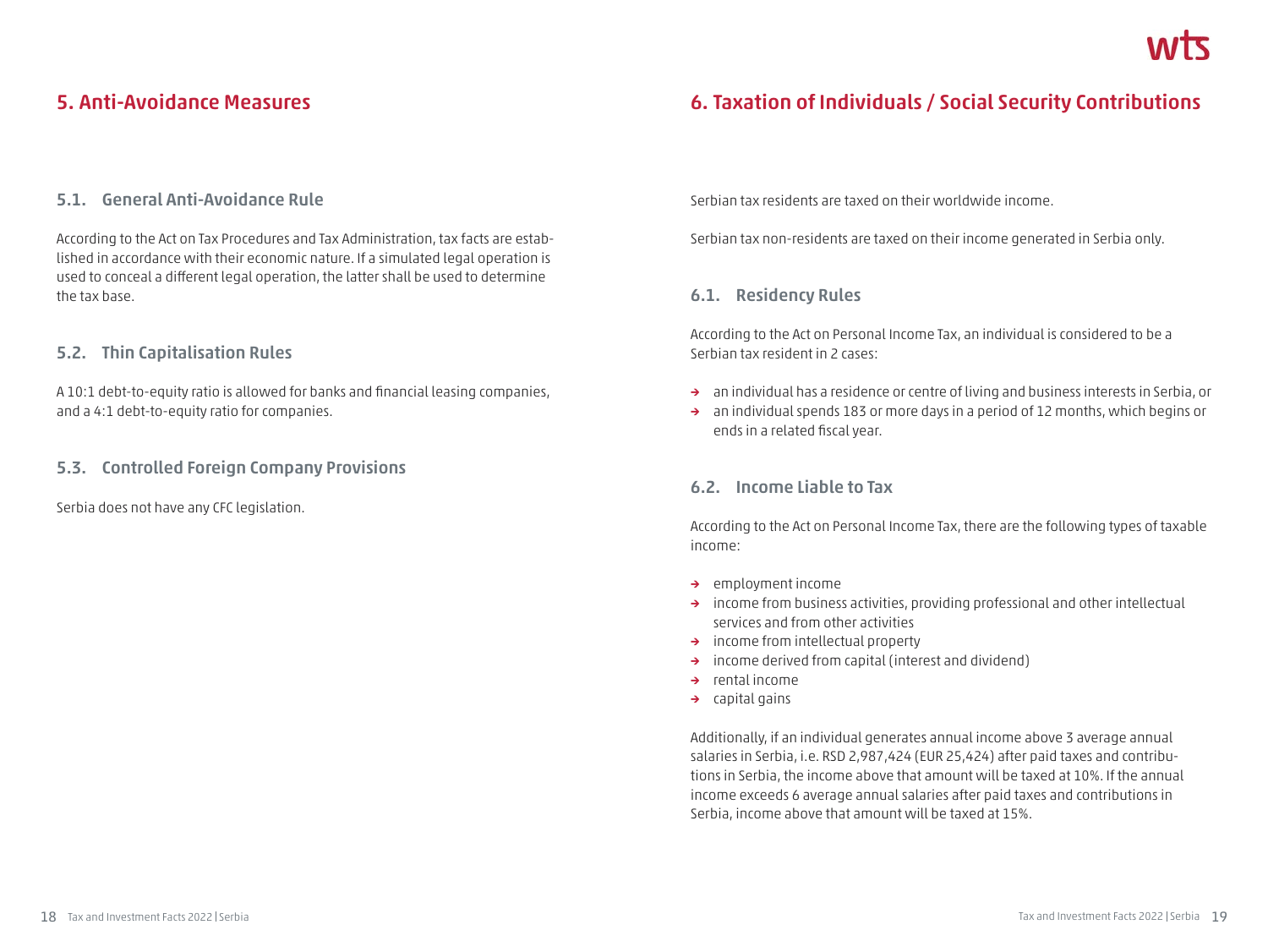# 5. Anti-Avoidance Measures

## 5.1. General Anti-Avoidance Rule

According to the Act on Tax Procedures and Tax Administration, tax facts are established in accordance with their economic nature. If a simulated legal operation is used to conceal a different legal operation, the latter shall be used to determine the tax base.

## 5.2. Thin Capitalisation Rules

A 10:1 debt-to-equity ratio is allowed for banks and financial leasing companies, and a 4:1 debt-to-equity ratio for companies.

## 5.3. Controlled Foreign Company Provisions

Serbia does not have any CFC legislation.

# 6. Taxation of Individuals / Social Security Contributions

Serbian tax residents are taxed on their worldwide income.

Serbian tax non-residents are taxed on their income generated in Serbia only.

## 6.1. Residency Rules

According to the Act on Personal Income Tax, an individual is considered to be a Serbian tax resident in 2 cases:

- an individual has a residence or centre of living and business interests in Serbia, or
- an individual spends 183 or more days in a period of 12 months, which begins or ends in a related fiscal year.

## 6.2. Income Liable to Tax

According to the Act on Personal Income Tax, there are the following types of taxable income:

- employment income
- income from business activities, providing professional and other intellectual services and from other activities
- income from intellectual property
- income derived from capital (interest and dividend)
- rental income
- capital gains

Additionally, if an individual generates annual income above 3 average annual salaries in Serbia, i.e. RSD 2,987,424 (EUR 25,424) after paid taxes and contributions in Serbia, the income above that amount will be taxed at 10%. If the annual income exceeds 6 average annual salaries after paid taxes and contributions in Serbia, income above that amount will be taxed at 15%.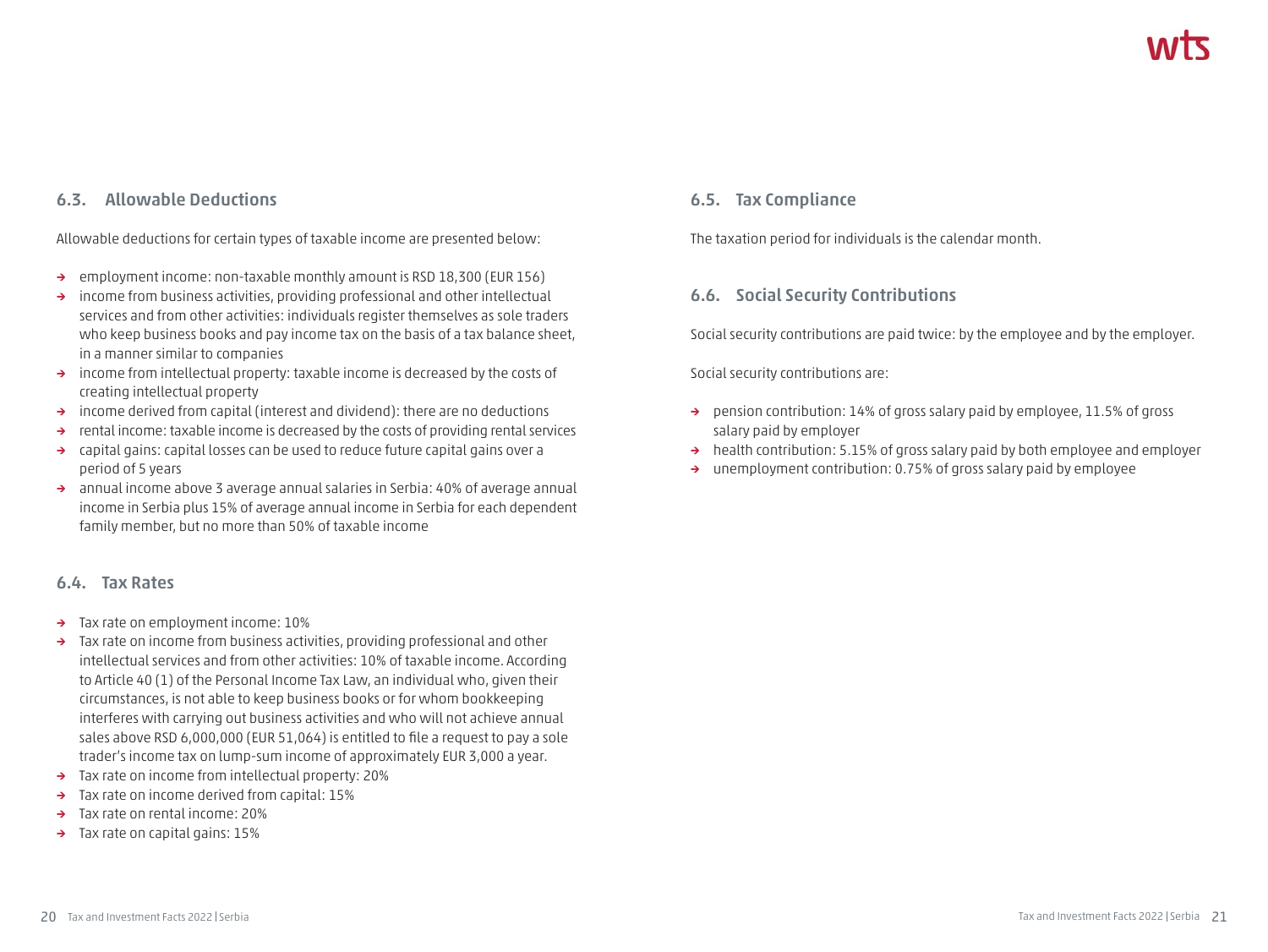### 6.3. Allowable Deductions

Allowable deductions for certain types of taxable income are presented below:

- employment income: non-taxable monthly amount is RSD 18,300 (EUR 156)
- income from business activities, providing professional and other intellectual services and from other activities: individuals register themselves as sole traders who keep business books and pay income tax on the basis of a tax balance sheet, in a manner similar to companies
- income from intellectual property: taxable income is decreased by the costs of creating intellectual property
- income derived from capital (interest and dividend): there are no deductions
- rental income: taxable income is decreased by the costs of providing rental services
- capital gains: capital losses can be used to reduce future capital gains over a period of 5 years
- annual income above 3 average annual salaries in Serbia: 40% of average annual income in Serbia plus 15% of average annual income in Serbia for each dependent family member, but no more than 50% of taxable income

### 6.4. Tax Rates

- Tax rate on employment income: 10%
- Tax rate on income from business activities, providing professional and other intellectual services and from other activities: 10% of taxable income. According to Article 40 (1) of the Personal Income Tax Law, an individual who, given their circumstances, is not able to keep business books or for whom bookkeeping interferes with carrying out business activities and who will not achieve annual sales above RSD 6,000,000 (EUR 51,064) is entitled to file a request to pay a sole trader's income tax on lump-sum income of approximately EUR 3,000 a year.
- Tax rate on income from intellectual property: 20%
- Tax rate on income derived from capital: 15%
- Tax rate on rental income: 20%
- Tax rate on capital gains: 15%

### 6.5. Tax Compliance

The taxation period for individuals is the calendar month.

### 6.6. Social Security Contributions

Social security contributions are paid twice: by the employee and by the employer.

Social security contributions are:

- pension contribution: 14% of gross salary paid by employee, 11.5% of gross salary paid by employer
- health contribution: 5.15% of gross salary paid by both employee and employer
- unemployment contribution: 0.75% of gross salary paid by employee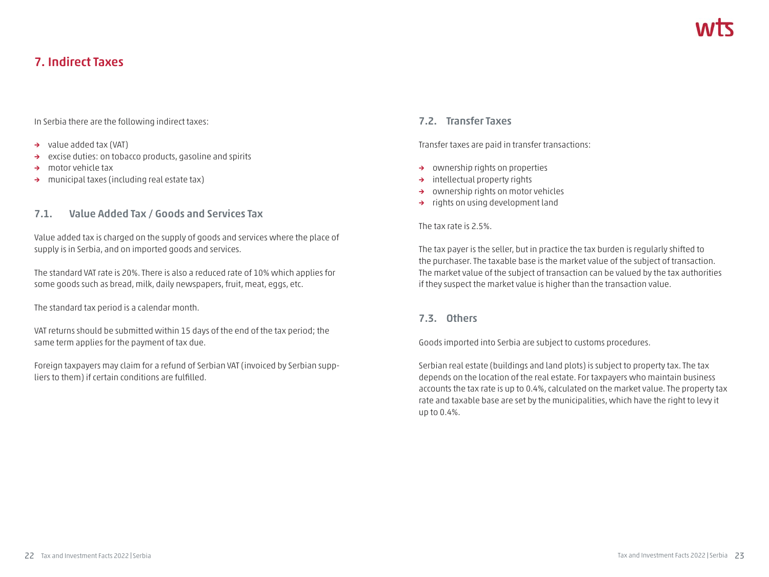# 7. Indirect Taxes

In Serbia there are the following indirect taxes:

- value added tax (VAT)
- excise duties: on tobacco products, gasoline and spirits
- motor vehicle tax
- municipal taxes (including real estate tax)

## 7.1. Value Added Tax / Goods and Services Tax

Value added tax is charged on the supply of goods and services where the place of supply is in Serbia, and on imported goods and services.

The standard VAT rate is 20%. There is also a reduced rate of 10% which applies for some goods such as bread, milk, daily newspapers, fruit, meat, eggs, etc.

The standard tax period is a calendar month.

VAT returns should be submitted within 15 days of the end of the tax period; the same term applies for the payment of tax due.

Foreign taxpayers may claim for a refund of Serbian VAT (invoiced by Serbian suppliers to them) if certain conditions are fulfilled.

## 7.2. Transfer Taxes

Transfer taxes are paid in transfer transactions:

- ownership rights on properties
- intellectual property rights
- ownership rights on motor vehicles
- rights on using development land

The tax rate is 2.5%.

The tax payer is the seller, but in practice the tax burden is regularly shifted to the purchaser. The taxable base is the market value of the subject of transaction. The market value of the subject of transaction can be valued by the tax authorities if they suspect the market value is higher than the transaction value.

## 7.3. Others

Goods imported into Serbia are subject to customs procedures.

Serbian real estate (buildings and land plots) is subject to property tax. The tax depends on the location of the real estate. For taxpayers who maintain business accounts the tax rate is up to 0.4%, calculated on the market value. The property tax rate and taxable base are set by the municipalities, which have the right to levy it up to 0.4%.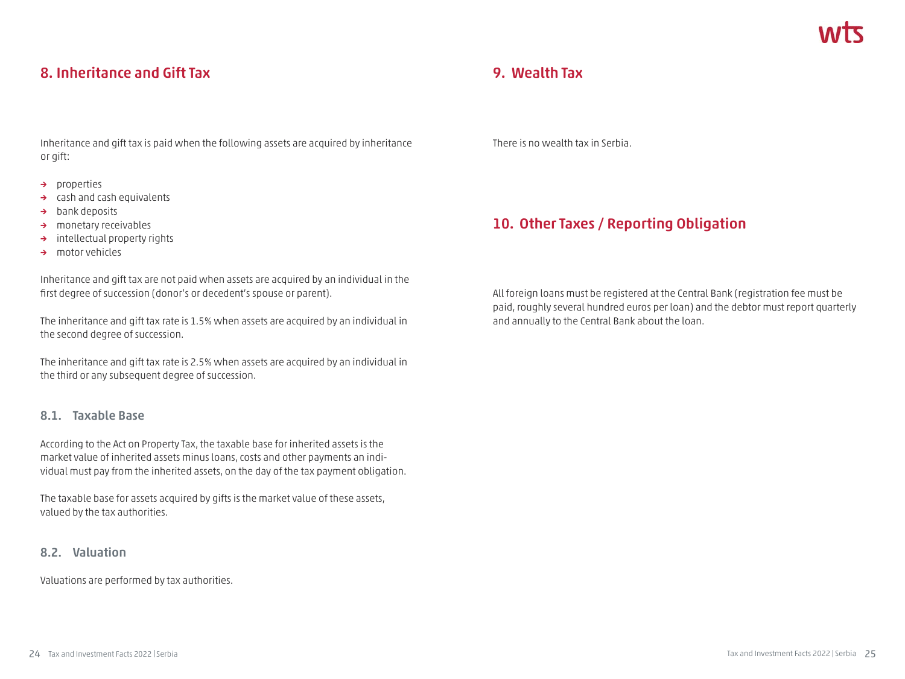## 8. Inheritance and Gift Tax

Inheritance and gift tax is paid when the following assets are acquired by inheritance or gift:

- properties
- cash and cash equivalents
- bank deposits
- monetary receivables
- intellectual property rights
- motor vehicles

Inheritance and gift tax are not paid when assets are acquired by an individual in the first degree of succession (donor's or decedent's spouse or parent).

The inheritance and gift tax rate is 1.5% when assets are acquired by an individual in the second degree of succession.

The inheritance and gift tax rate is 2.5% when assets are acquired by an individual in the third or any subsequent degree of succession.

### 8.1. Taxable Base

According to the Act on Property Tax, the taxable base for inherited assets is the market value of inherited assets minus loans, costs and other payments an individual must pay from the inherited assets, on the day of the tax payment obligation.

The taxable base for assets acquired by gifts is the market value of these assets, valued by the tax authorities.

### 8.2. Valuation

Valuations are performed by tax authorities.

## 9. Wealth Tax

There is no wealth tax in Serbia.

## 10. Other Taxes / Reporting Obligation

All foreign loans must be registered at the Central Bank (registration fee must be paid, roughly several hundred euros per loan) and the debtor must report quarterly and annually to the Central Bank about the loan.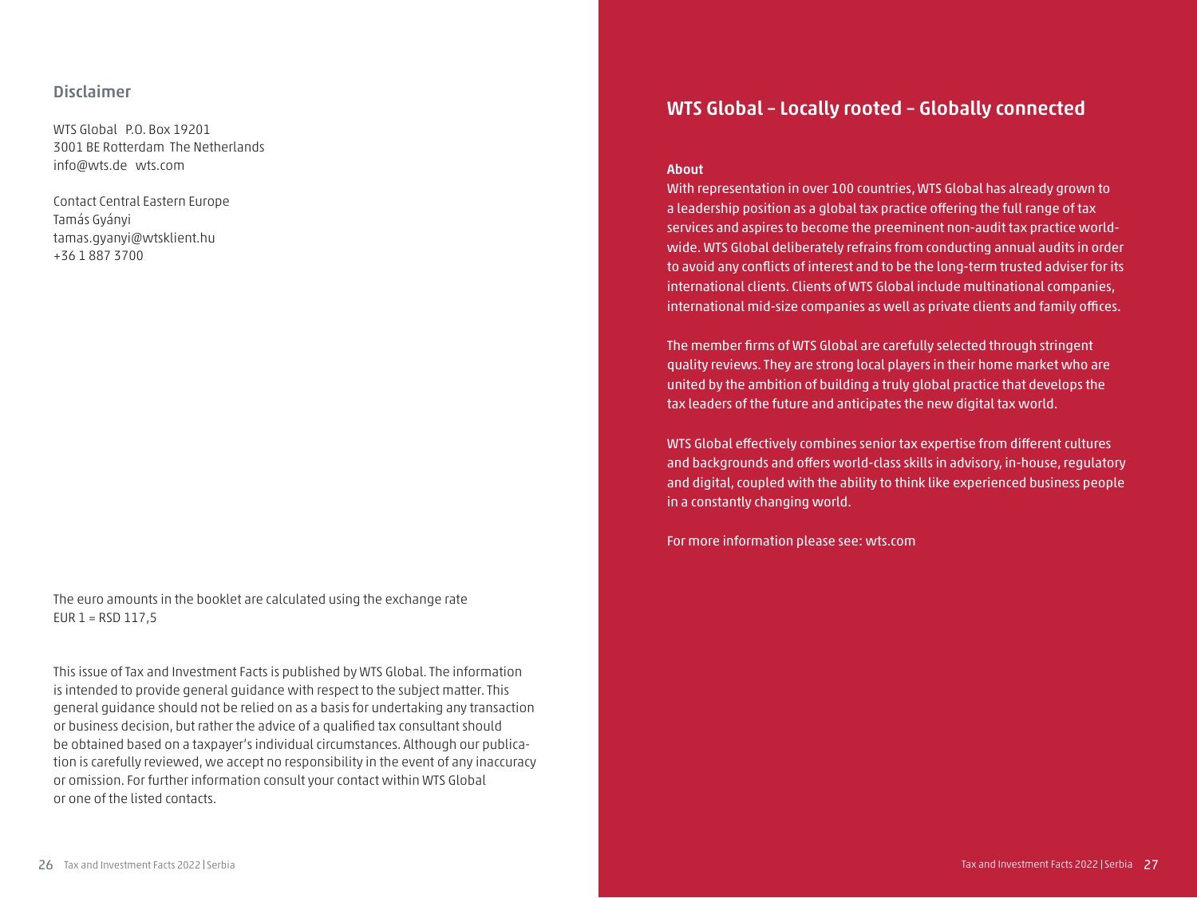## Disclaimer

WTS Global P.O. Box 19201
3001 BE Rotterdam The Netherlands
info@wts.de wts.com

Contact Central Eastern Europe
Tamás Gyányi
tamas.gyanyi@wtsklient.hu
+36 1 887 3700

The euro amounts in the booklet are calculated using the exchange rate
EUR 1 = RSD 117,5

This issue of Tax and Investment Facts is published by WTS Global. The information is intended to provide general guidance with respect to the subject matter. This general guidance should not be relied on as a basis for undertaking any transaction or business decision, but rather the advice of a qualified tax consultant should be obtained based on a taxpayer's individual circumstances. Although our publication is carefully reviewed, we accept no responsibility in the event of any inaccuracy or omission. For further information consult your contact within WTS Global or one of the listed contacts.

## WTS Global – Locally rooted – Globally connected

**About**

With representation in over 100 countries, WTS Global has already grown to a leadership position as a global tax practice offering the full range of tax services and aspires to become the preeminent non-audit tax practice worldwide. WTS Global deliberately refrains from conducting annual audits in order to avoid any conflicts of interest and to be the long-term trusted adviser for its international clients. Clients of WTS Global include multinational companies, international mid-size companies as well as private clients and family offices.

The member firms of WTS Global are carefully selected through stringent quality reviews. They are strong local players in their home market who are united by the ambition of building a truly global practice that develops the tax leaders of the future and anticipates the new digital tax world.

WTS Global effectively combines senior tax expertise from different cultures and backgrounds and offers world-class skills in advisory, in-house, regulatory and digital, coupled with the ability to think like experienced business people in a constantly changing world.

For more information please see: wts.com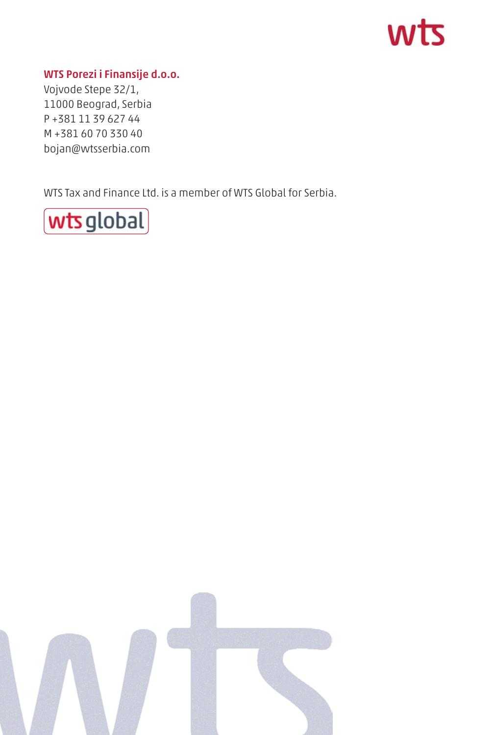**WTS Porezi i Finansije d.o.o.**
Vojvode Stepe 32/1,
11000 Beograd, Serbia
P +381 11 39 627 44
M +381 60 70 330 40
bojan@wtsserbia.com

WTS Tax and Finance Ltd. is a member of WTS Global for Serbia.